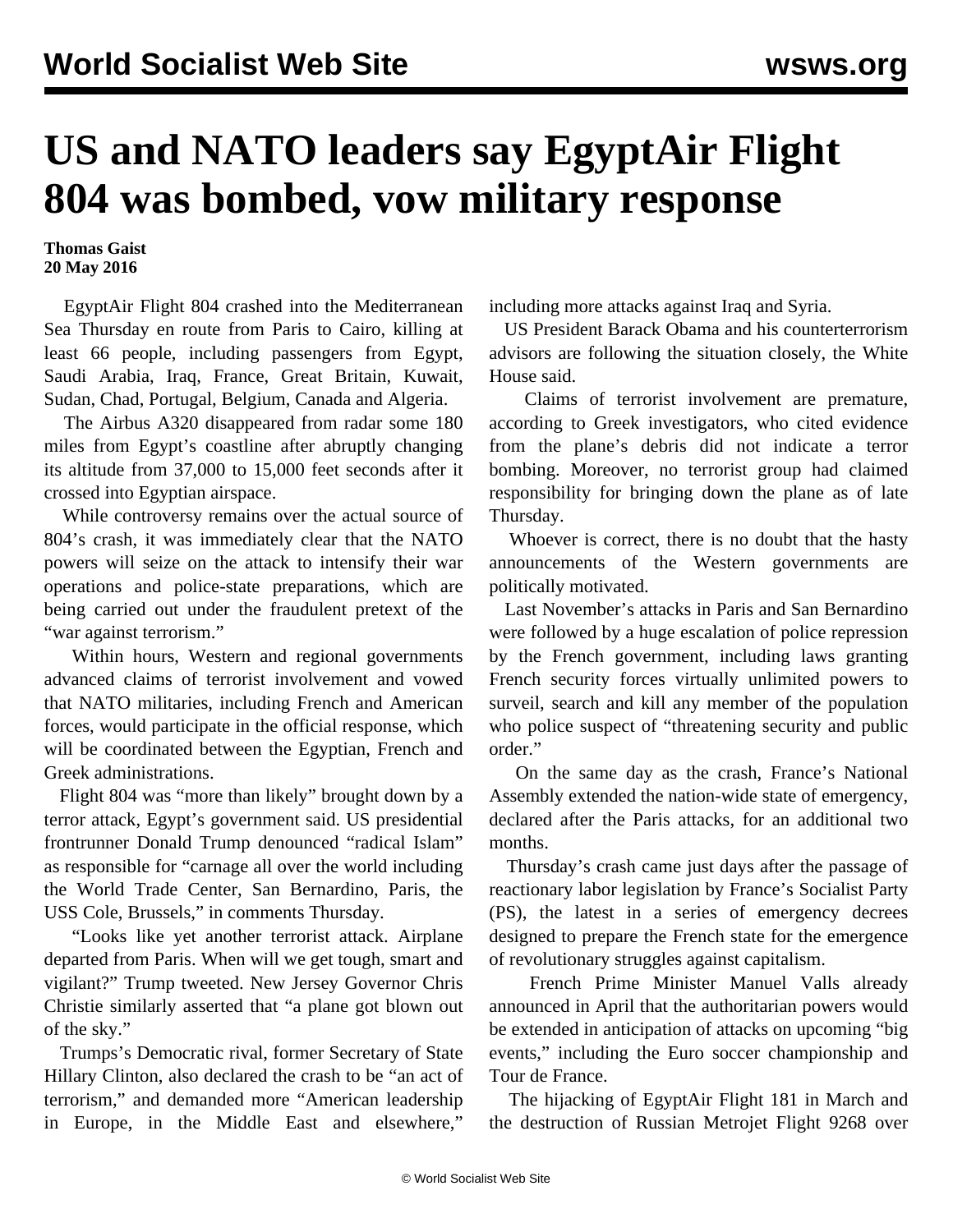# US and NATO leaders say EgyptAir Flight 804 was bombed, vow military response

**Thomas Gaist**
**20 May 2016**

EgyptAir Flight 804 crashed into the Mediterranean Sea Thursday en route from Paris to Cairo, killing at least 66 people, including passengers from Egypt, Saudi Arabia, Iraq, France, Great Britain, Kuwait, Sudan, Chad, Portugal, Belgium, Canada and Algeria.

The Airbus A320 disappeared from radar some 180 miles from Egypt's coastline after abruptly changing its altitude from 37,000 to 15,000 feet seconds after it crossed into Egyptian airspace.

While controversy remains over the actual source of 804's crash, it was immediately clear that the NATO powers will seize on the attack to intensify their war operations and police-state preparations, which are being carried out under the fraudulent pretext of the "war against terrorism."

Within hours, Western and regional governments advanced claims of terrorist involvement and vowed that NATO militaries, including French and American forces, would participate in the official response, which will be coordinated between the Egyptian, French and Greek administrations.

Flight 804 was "more than likely" brought down by a terror attack, Egypt's government said. US presidential frontrunner Donald Trump denounced "radical Islam" as responsible for "carnage all over the world including the World Trade Center, San Bernardino, Paris, the USS Cole, Brussels," in comments Thursday.

"Looks like yet another terrorist attack. Airplane departed from Paris. When will we get tough, smart and vigilant?" Trump tweeted. New Jersey Governor Chris Christie similarly asserted that "a plane got blown out of the sky."

Trumps's Democratic rival, former Secretary of State Hillary Clinton, also declared the crash to be "an act of terrorism," and demanded more "American leadership in Europe, in the Middle East and elsewhere," including more attacks against Iraq and Syria.

US President Barack Obama and his counterterrorism advisors are following the situation closely, the White House said.

Claims of terrorist involvement are premature, according to Greek investigators, who cited evidence from the plane's debris did not indicate a terror bombing. Moreover, no terrorist group had claimed responsibility for bringing down the plane as of late Thursday.

Whoever is correct, there is no doubt that the hasty announcements of the Western governments are politically motivated.

Last November's attacks in Paris and San Bernardino were followed by a huge escalation of police repression by the French government, including laws granting French security forces virtually unlimited powers to surveil, search and kill any member of the population who police suspect of "threatening security and public order."

On the same day as the crash, France's National Assembly extended the nation-wide state of emergency, declared after the Paris attacks, for an additional two months.

Thursday's crash came just days after the passage of reactionary labor legislation by France's Socialist Party (PS), the latest in a series of emergency decrees designed to prepare the French state for the emergence of revolutionary struggles against capitalism.

French Prime Minister Manuel Valls already announced in April that the authoritarian powers would be extended in anticipation of attacks on upcoming "big events," including the Euro soccer championship and Tour de France.

The hijacking of EgyptAir Flight 181 in March and the destruction of Russian Metrojet Flight 9268 over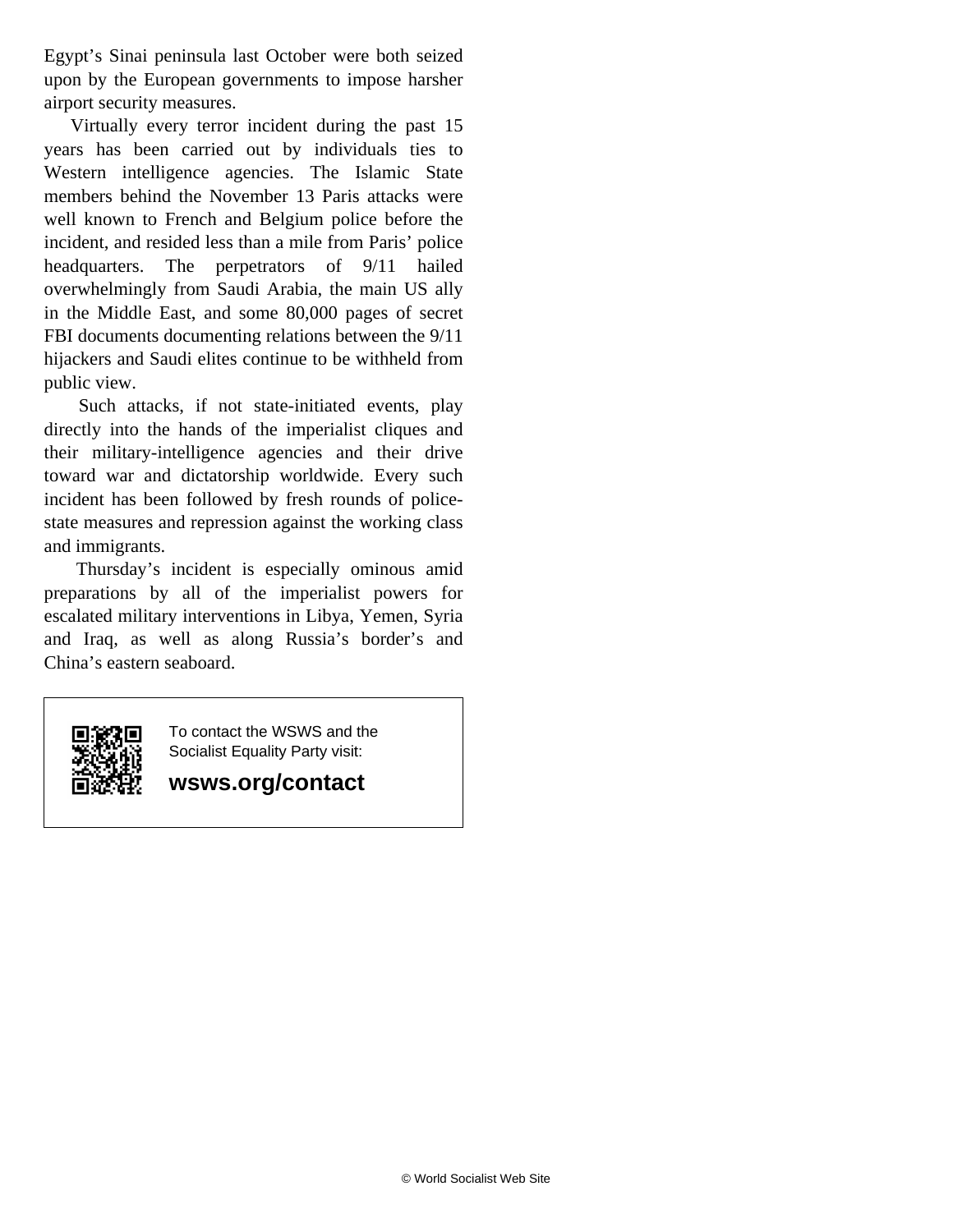Egypt's Sinai peninsula last October were both seized upon by the European governments to impose harsher airport security measures.

Virtually every terror incident during the past 15 years has been carried out by individuals ties to Western intelligence agencies. The Islamic State members behind the November 13 Paris attacks were well known to French and Belgium police before the incident, and resided less than a mile from Paris' police headquarters. The perpetrators of 9/11 hailed overwhelmingly from Saudi Arabia, the main US ally in the Middle East, and some 80,000 pages of secret FBI documents documenting relations between the 9/11 hijackers and Saudi elites continue to be withheld from public view.

Such attacks, if not state-initiated events, play directly into the hands of the imperialist cliques and their military-intelligence agencies and their drive toward war and dictatorship worldwide. Every such incident has been followed by fresh rounds of police-state measures and repression against the working class and immigrants.

Thursday's incident is especially ominous amid preparations by all of the imperialist powers for escalated military interventions in Libya, Yemen, Syria and Iraq, as well as along Russia's border's and China's eastern seaboard.

To contact the WSWS and the Socialist Equality Party visit:

**wsws.org/contact**